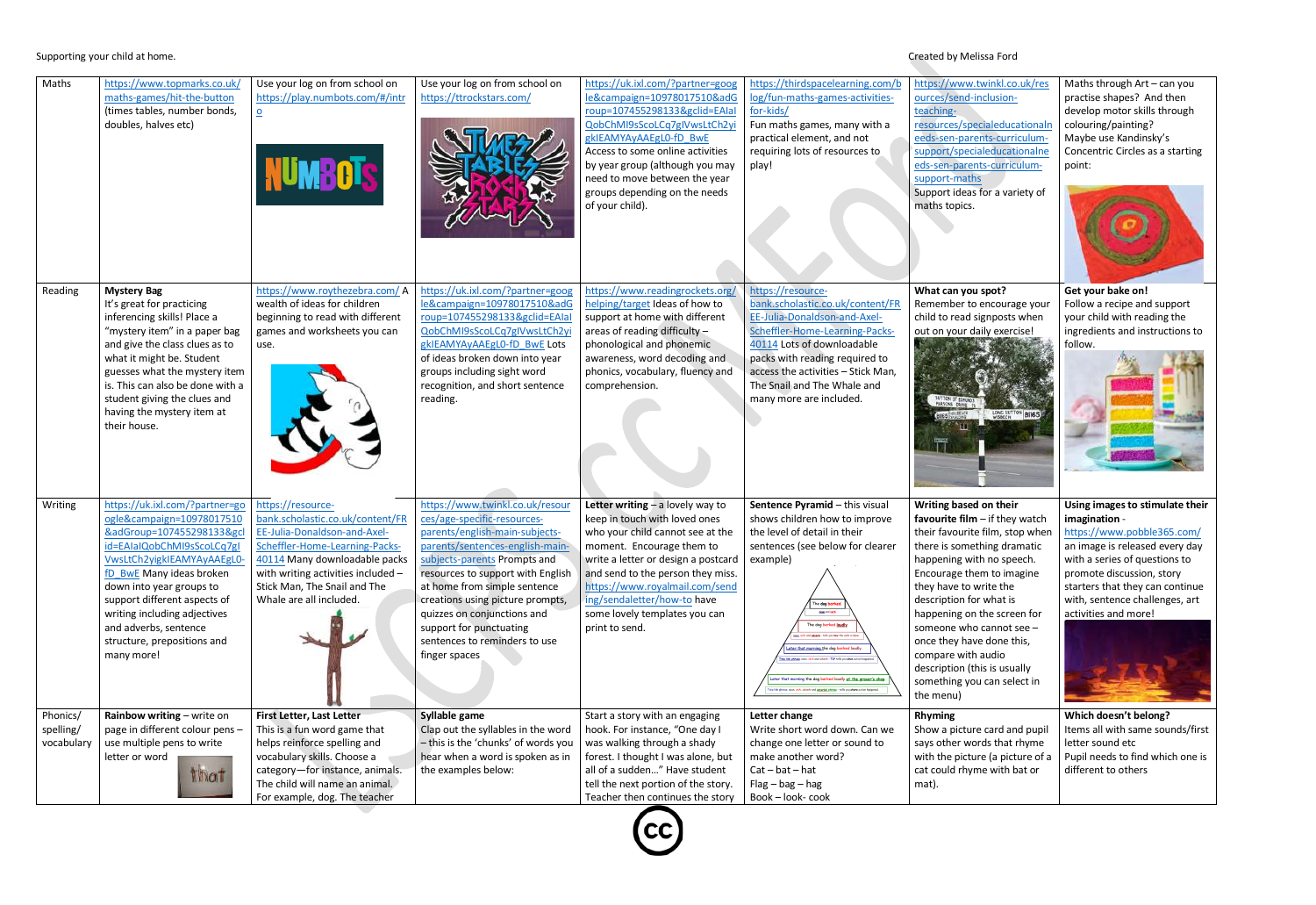Supporting your child at home.

Created by Melissa Ford

| | | | | | | | |
|---|---|---|---|---|---|---|---|
| Maths | https://www.topmarks.co.uk/maths-games/hit-the-button (times tables, number bonds, doubles, halves etc) | Use your log on from school on https://play.numbots.com/#/intro | Use your log on from school on https://ttrockstars.com/ | https://uk.ixl.com/?partner=google&campaign=10978017510&adGroup=107455298133&gclid=EAIaIQobChMI9sScoLCq7gIVwsLtCh2yigkIEAMYAyAAEgL0-fD_BwE Access to some online activities by year group (although you may need to move between the year groups depending on the needs of your child). | https://thirdspacelearning.com/blog/fun-maths-games-activities-for-kids/ Fun maths games, many with a practical element, and not requiring lots of resources to play! | https://www.twinkl.co.uk/resources/send-inclusion-teaching-resources/specialeducationalneeds-sen-parents-curriculum-support/specialeducationalneeds-sen-parents-curriculum-support-maths Support ideas for a variety of maths topics. | Maths through Art – can you practise shapes? And then develop motor skills through colouring/painting? Maybe use Kandinsky's Concentric Circles as a starting point: |
| Reading | **Mystery Bag** It's great for practicing inferencing skills! Place a "mystery item" in a paper bag and give the class clues as to what it might be. Student guesses what the mystery item is. This can also be done with a student giving the clues and having the mystery item at their house. | https://www.roythezebra.com/ A wealth of ideas for children beginning to read with different games and worksheets you can use. | https://uk.ixl.com/?partner=google&campaign=10978017510&adGroup=107455298133&gclid=EAIaIQobChMI9sScoLCq7gIVwsLtCh2yigkIEAMYAyAAEgL0-fD_BwE Lots of ideas broken down into year groups including sight word recognition, and short sentence reading. | https://www.readingrockets.org/helping/target Ideas of how to support at home with different areas of reading difficulty – phonological and phonemic awareness, word decoding and phonics, vocabulary, fluency and comprehension. | https://resource-bank.scholastic.co.uk/content/FREE-Julia-Donaldson-and-Axel-Scheffler-Home-Learning-Packs-40114 Lots of downloadable packs with reading required to access the activities – Stick Man, The Snail and The Whale and many more are included. | **What can you spot?** Remember to encourage your child to read signposts when out on your daily exercise! | **Get your bake on!** Follow a recipe and support your child with reading the ingredients and instructions to follow. |
| Writing | https://uk.ixl.com/?partner=google&campaign=10978017510&adGroup=107455298133&gclid=EAIaIQobChMI9sScoLCq7gIVwsLtCh2yigkIEAMYAyAAEgL0-fD_BwE Many ideas broken down into year groups to support different aspects of writing including adjectives and adverbs, sentence structure, prepositions and many more! | https://resource-bank.scholastic.co.uk/content/FREE-Julia-Donaldson-and-Axel-Scheffler-Home-Learning-Packs-40114 Many downloadable packs with writing activities included – Stick Man, The Snail and The Whale are all included. | https://www.twinkl.co.uk/resources/age-specific-resources-parents/english-main-subjects-parents/sentences-english-main-subjects-parents Prompts and resources to support with English at home from simple sentence creations using picture prompts, quizzes on conjunctions and support for punctuating sentences to reminders to use finger spaces | **Letter writing** – a lovely way to keep in touch with loved ones who your child cannot see at the moment. Encourage them to write a letter or design a postcard and send to the person they miss. https://www.royalmail.com/sending/sendaletter/how-to have some lovely templates you can print to send. | **Sentence Pyramid** – this visual shows children how to improve the level of detail in their sentences (see below for clearer example) | **Writing based on their favourite film** – if they watch their favourite film, stop when there is something dramatic happening with no speech. Encourage them to imagine they have to write the description for what is happening on the screen for someone who cannot see – once they have done this, compare with audio description (this is usually something you can select in the menu) | **Using images to stimulate their imagination** - https://www.pobble365.com/ an image is released every day with a series of questions to promote discussion, story starters that they can continue with, sentence challenges, art activities and more! |
| Phonics/ spelling/ vocabulary | **Rainbow writing** – write on page in different colour pens – use multiple pens to write letter or word | **First Letter, Last Letter** This is a fun word game that helps reinforce spelling and vocabulary skills. Choose a category—for instance, animals. The child will name an animal. For example, dog. The teacher | **Syllable game** Clap out the syllables in the word – this is the 'chunks' of words you hear when a word is spoken as in the examples below: | Start a story with an engaging hook. For instance, "One day I was walking through a shady forest. I thought I was alone, but all of a sudden…" Have student tell the next portion of the story. Teacher then continues the story | **Letter change** Write short word down. Can we change one letter or sound to make another word? Cat – bat – hat Flag – bag – hag Book – look- cook | **Rhyming** Show a picture card and pupil says other words that rhyme with the picture (a picture of a cat could rhyme with bat or mat). | **Which doesn't belong?** Items all with same sounds/first letter sound etc Pupil needs to find which one is different to others |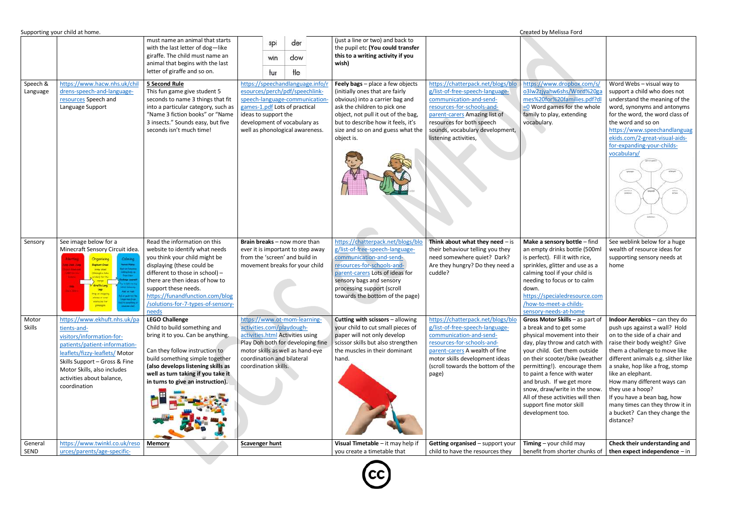| | | | | | | | |
|---|---|---|---|---|---|---|---|
| | | must name an animal that starts with the last letter of dog—like giraffe. The child must name an animal that begins with the last letter of giraffe and so on. | spi der / win dow / tur tle | (just a line or two) and back to the pupil etc **(You could transfer this to a writing activity if you wish)** | | | |
| Speech & Language | https://www.hacw.nhs.uk/childrens-speech-and-language-resources Speech and Language Support | **5 Second Rule** This fun game give student 5 seconds to name 3 things that fit into a particular category, such as "Name 3 fiction books" or "Name 3 insects." Sounds easy, but five seconds isn't much time! | https://speechandlanguage.info/resources/perch/pdf/speechlink-speech-language-communication-games-1.pdf Lots of practical ideas to support the development of vocabulary as well as phonological awareness. | **Feely bags** – place a few objects (initially ones that are fairly obvious) into a carrier bag and ask the children to pick one object, not pull it out of the bag, but to describe how it feels, it's size and so on and guess what the object is. | https://chatterpack.net/blogs/blog/list-of-free-speech-language-communication-and-send-resources-for-schools-and-parent-carers Amazing list of resources for both speech sounds, vocabulary development, listening activities, | https://www.dropbox.com/s/o3lw2zjyahw6shs/Word%20games%20for%20families.pdf?dl=0 Word games for the whole family to play, extending vocabulary. | Word Webs – visual way to support a child who does not understand the meaning of the word, synonyms and antonyms for the word, the word class of the word and so on https://www.speechandlanguagekids.com/2-great-visual-aids-for-expanding-your-childs-vocabulary/ |
| Sensory | See image below for a Minecraft Sensory Circuit idea. | Read the information on this website to identify what needs you think your child might be displaying (these could be different to those in school) – there are then ideas of how to support these needs. https://funandfunction.com/blog/solutions-for-7-types-of-sensory-needs | **Brain breaks** – now more than ever it is important to step away from the 'screen' and build in movement breaks for your child | https://chatterpack.net/blogs/blog/list-of-free-speech-language-communication-and-send-resources-for-schools-and-parent-carers Lots of ideas for sensory bags and sensory processing support (scroll towards the bottom of the page) | **Think about what they need** – is their behaviour telling you they need somewhere quiet? Dark? Are they hungry? Do they need a cuddle? | **Make a sensory bottle** – find an empty drinks bottle (500ml is perfect). Fill it with rice, sprinkles, glitter and use as a calming tool if your child is needing to focus or to calm down. https://specialedresource.com/how-to-meet-a-childs-sensory-needs-at-home | See weblink below for a huge wealth of resource ideas for supporting sensory needs at home |
| Motor Skills | https://www.ekhuft.nhs.uk/patients-and-visitors/information-for-patients/patient-information-leaflets/fizzy-leaflets/ Motor Skills Support – Gross & Fine Motor Skills, also includes activities about balance, coordination | **LEGO Challenge** Child to build something and bring it to you. Can be anything. Can they follow instruction to build something simple together **(also develops listening skills as well as turn taking if you take it in turns to give an instruction).** | https://www.ot-mom-learning-activities.com/playdough-activities.html Activities using Play Doh both for developing fine motor skills as well as hand-eye coordination and bilateral coordination skills. | **Cutting with scissors** – allowing your child to cut small pieces of paper will not only develop scissor skills but also strengthen the muscles in their dominant hand. | https://chatterpack.net/blogs/blog/list-of-free-speech-language-communication-and-send-resources-for-schools-and-parent-carers A wealth of fine motor skills development ideas (scroll towards the bottom of the page) | **Gross Motor Skills** – as part of a break and to get some physical movement into their day, play throw and catch with your child. Get them outside on their scooter/bike (weather permitting!). encourage them to paint a fence with water and brush. If we get more snow, draw/write in the snow. All of these activities will then support fine motor skill development too. | **Indoor Aerobics** – can they do push ups against a wall? Hold on to the side of a chair and raise their body weight? Give them a challenge to move like different animals e.g. slither like a snake, hop like a frog, stomp like an elephant. How many different ways can they use a hoop? If you have a bean bag, how many times can they throw it in a bucket? Can they change the distance? |
| General SEND | https://www.twinkl.co.uk/resources/parents/age-specific- | **Memory** | **Scavenger hunt** | **Visual Timetable** – it may help if you create a timetable that | **Getting organised** – support your child to have the resources they | **Timing** – your child may benefit from shorter chunks of | **Check their understanding and then expect independence** – in |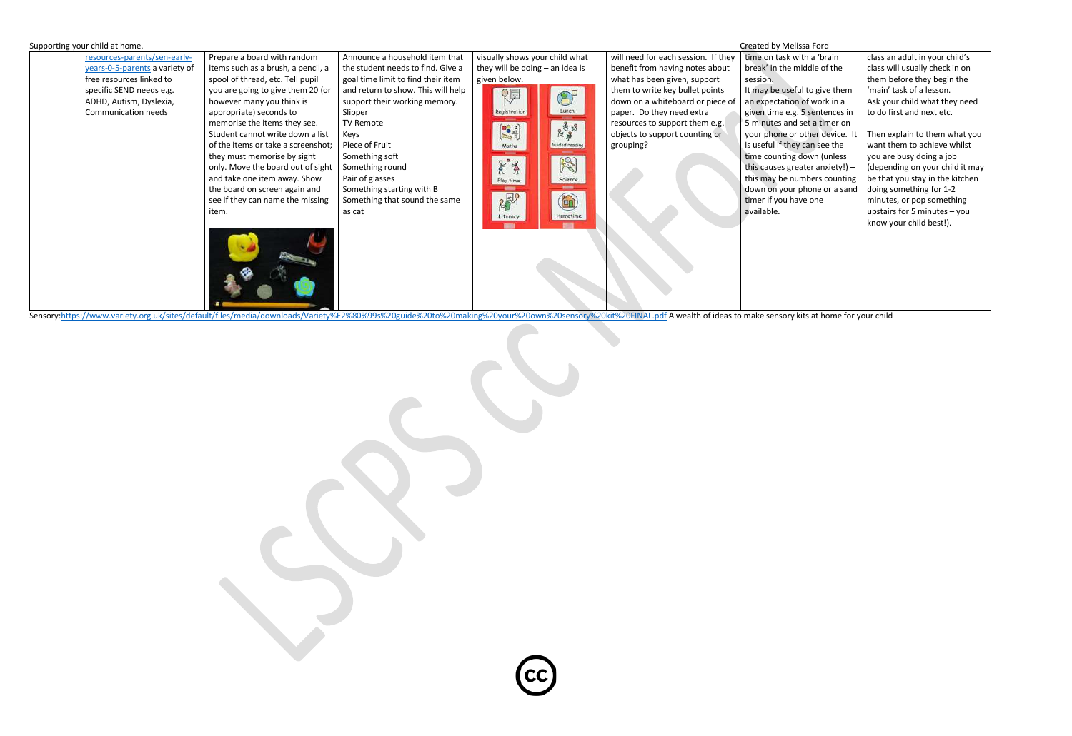Supporting your child at home. Created by Melissa Ford

| | | | | | | | |
|---|---|---|---|---|---|---|---|
| | resources-parents/sen-early-years-0-5-parents a variety of free resources linked to specific SEND needs e.g. ADHD, Autism, Dyslexia, Communication needs | Prepare a board with random items such as a brush, a pencil, a spool of thread, etc. Tell pupil you are going to give them 20 (or however many you think is appropriate) seconds to memorise the items they see. Student cannot write down a list of the items or take a screenshot; they must memorise by sight only. Move the board out of sight and take one item away. Show the board on screen again and see if they can name the missing item. | Announce a household item that the student needs to find. Give a goal time limit to find their item and return to show. This will help support their working memory.<br>Slipper<br>TV Remote<br>Keys<br>Piece of Fruit<br>Something soft<br>Something round<br>Pair of glasses<br>Something starting with B<br>Something that sound the same as cat | visually shows your child what they will be doing – an idea is given below.<br>Registration, Lunch, Maths, Guided reading, Play time, Science, Literacy, Hometime | will need for each session. If they benefit from having notes about what has been given, support them to write key bullet points down on a whiteboard or piece of paper. Do they need extra resources to support them e.g. objects to support counting or grouping? | time on task with a 'brain break' in the middle of the session.<br>It may be useful to give them an expectation of work in a given time e.g. 5 sentences in 5 minutes and set a timer on your phone or other device. It is useful if they can see the time counting down (unless this causes greater anxiety!) – this may be numbers counting down on your phone or a sand timer if you have one available. | class an adult in your child's class will usually check in on them before they begin the 'main' task of a lesson.<br>Ask your child what they need to do first and next etc.<br><br>Then explain to them what you want them to achieve whilst you are busy doing a job (depending on your child it may be that you stay in the kitchen doing something for 1-2 minutes, or pop something upstairs for 5 minutes – you know your child best!). |

Sensory:https://www.variety.org.uk/sites/default/files/media/downloads/Variety%E2%80%99s%20guide%20to%20making%20your%20own%20sensory%20kit%20FINAL.pdf A wealth of ideas to make sensory kits at home for your child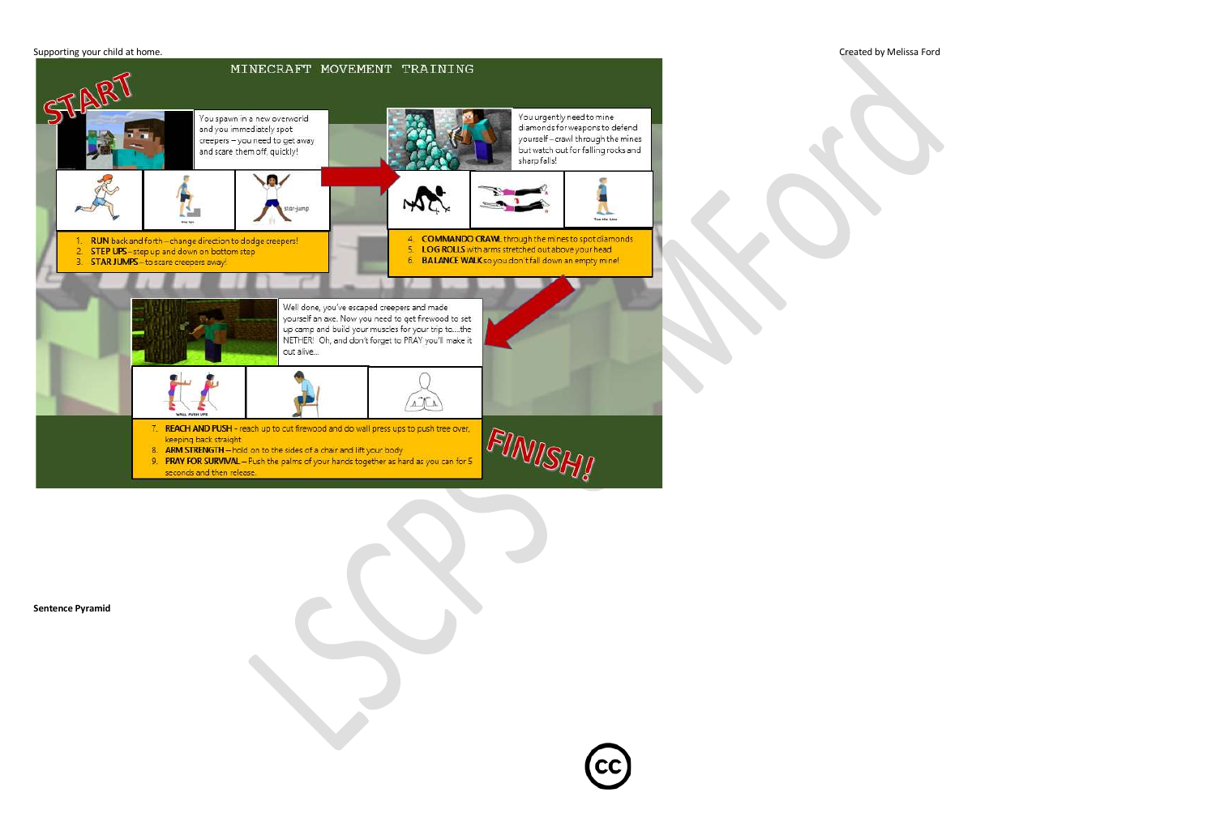# MINECRAFT MOVEMENT TRAINING

START

You spawn in a new overworld and you immediately spot creepers – you need to get away and scare them off, quickly!

1. **RUN** back and forth – change direction to dodge creepers!
2. **STEP UPS** – step up and down on bottom step
3. **STAR JUMPS** – to scare creepers away!

You urgently need to mine diamonds for weapons to defend yourself – crawl through the mines but watch out for falling rocks and sharp falls!

4. **COMMANDO CRAWL** through the mines to spot diamonds
5. **LOG ROLLS** with arms stretched out above your head
6. **BALANCE WALK** so you don't fall down an empty mine!

Well done, you've escaped creepers and made yourself an axe. Now you need to get firewood to set up camp and build your muscles for your trip to....the NETHER! Oh, and don't forget to PRAY you'll make it out alive...

7. **REACH AND PUSH** – reach up to cut firewood and do wall press ups to push tree over, keeping back straight
8. **ARM STRENGTH** – hold on to the sides of a chair and lift your body
9. **PRAY FOR SURVIVAL** – Push the palms of your hands together as hard as you can for 5 seconds and then release.

FINISH!

**Sentence Pyramid**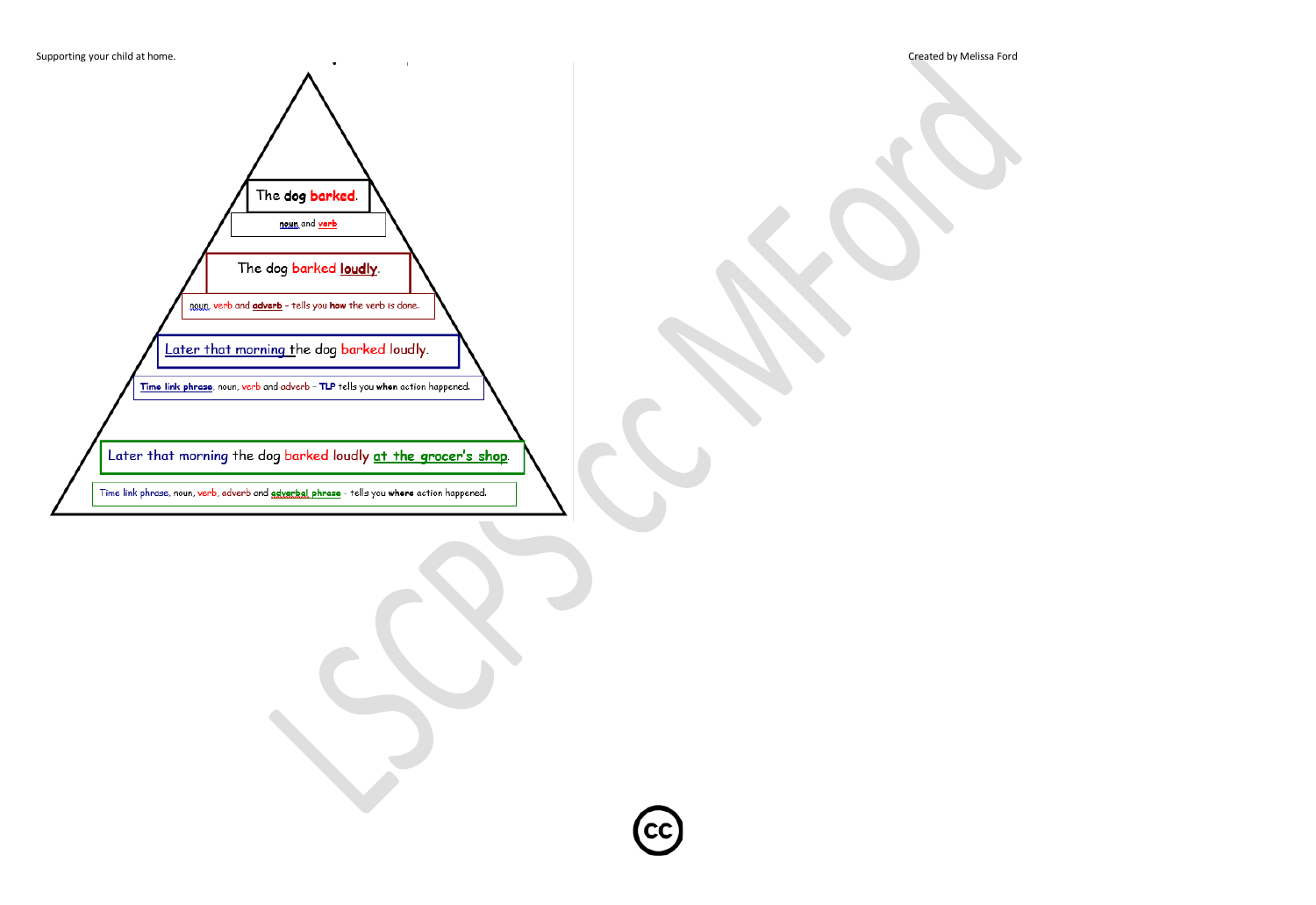The **dog** **barked**.

**noun** and **verb**

The dog barked **loudly**.

noun, verb and **adverb** – tells you **how** the verb is done.

Later that morning the dog barked loudly.

**Time link phrase**, noun, verb and adverb – **TLP** tells you **when** action happened.

Later that morning the dog barked loudly **at the grocer's shop**.

Time link phrase, noun, verb, adverb and **adverbal phrase** – tells you **where** action happened.